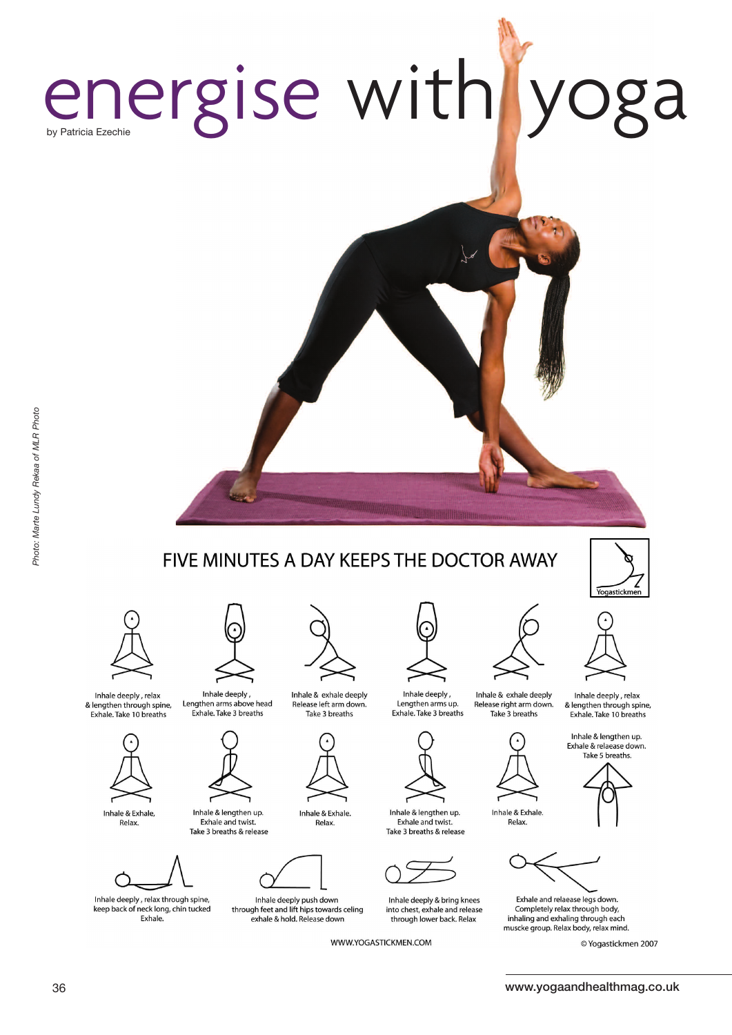# energise with yoga

by Patricia Ezechie

*Photo: Marte Lundy Rekaa of MLR Photo*

## FIVE MINUTES A DAY KEEPS THE DOCTOR AWAY

Yogastickmen

Inhale deeply , relax & lengthen through spine, Exhale. Take 10 breaths

Inhale deeply , Lengthen arms above head Exhale. Take 3 breaths

Inhale & exhale deeply Release left arm down. Take 3 breaths

Inhale deeply , Lengthen arms up. Exhale. Take 3 breaths

Inhale & exhale deeply Release right arm down. Take 3 breaths

Inhale deeply , relax & lengthen through spine, Exhale. Take 10 breaths

Inhale & Exhale, Relax.

Inhale & lengthen up. Exhale and twist. Take 3 breaths & release

Inhale & Exhale. Relax.

Inhale & lengthen up. Exhale and twist. Take 3 breaths & release

Inhale & Exhale. Relax.

Inhale & lengthen up. Exhale & releaase down. Take 5 breaths.

Inhale deeply , relax through spine, keep back of neck long, chin tucked Exhale.

Inhale deeply push down through feet and lift hips towards celing exhale & hold. Release down

Inhale deeply & bring knees into chest, exhale and release through lower back. Relax

Exhale and releaase legs down. Completely relax through body, inhaling and exhaling through each muscke group. Relax body, relax mind.

WWW.YOGASTICKMEN.COM

© Yogastickmen 2007

www.yogaandhealthmag.co.uk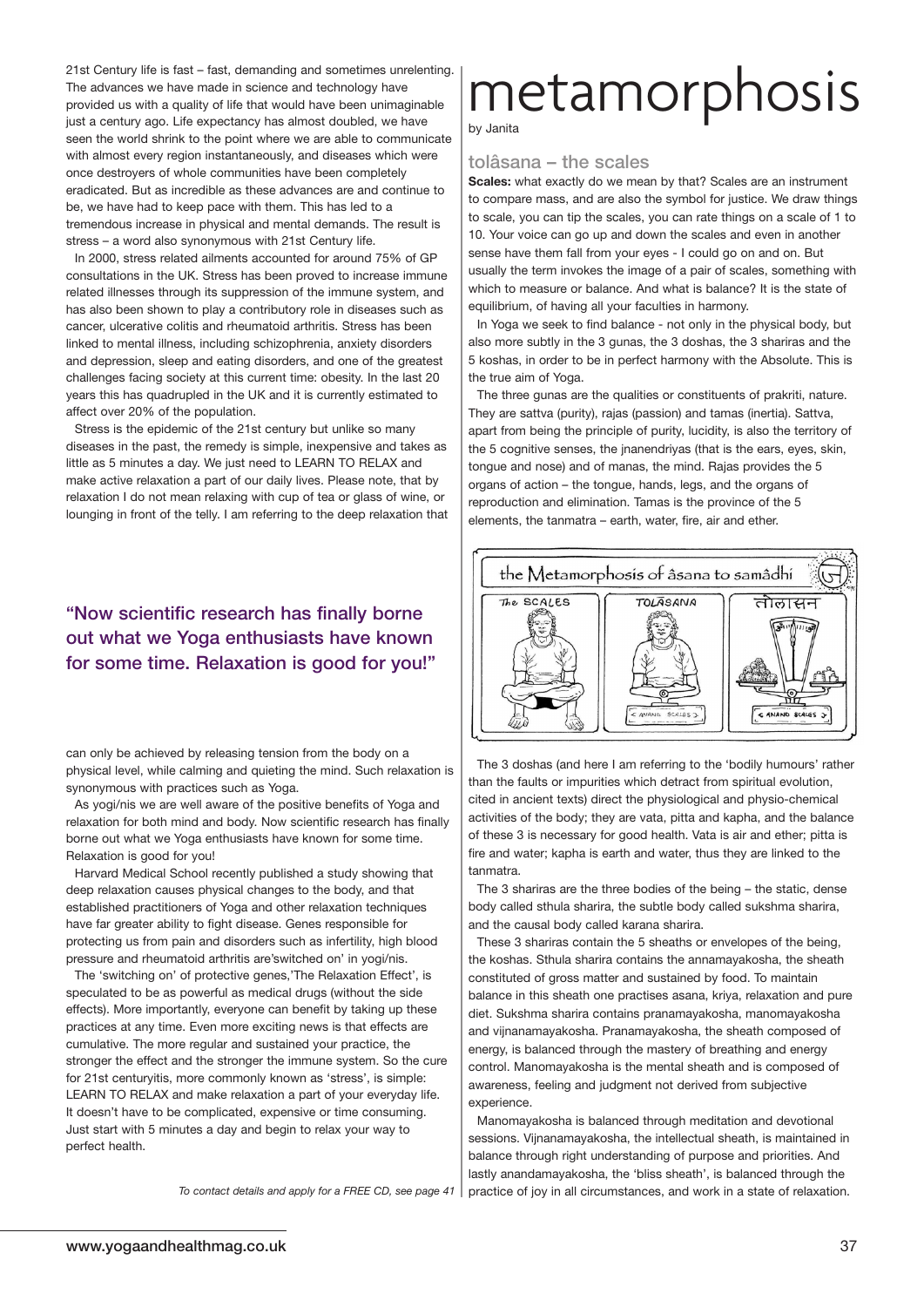21st Century life is fast – fast, demanding and sometimes unrelenting. The advances we have made in science and technology have provided us with a quality of life that would have been unimaginable just a century ago. Life expectancy has almost doubled, we have seen the world shrink to the point where we are able to communicate with almost every region instantaneously, and diseases which were once destroyers of whole communities have been completely eradicated. But as incredible as these advances are and continue to be, we have had to keep pace with them. This has led to a tremendous increase in physical and mental demands. The result is stress – a word also synonymous with 21st Century life.

In 2000, stress related ailments accounted for around 75% of GP consultations in the UK. Stress has been proved to increase immune related illnesses through its suppression of the immune system, and has also been shown to play a contributory role in diseases such as cancer, ulcerative colitis and rheumatoid arthritis. Stress has been linked to mental illness, including schizophrenia, anxiety disorders and depression, sleep and eating disorders, and one of the greatest challenges facing society at this current time: obesity. In the last 20 years this has quadrupled in the UK and it is currently estimated to affect over 20% of the population.

Stress is the epidemic of the 21st century but unlike so many diseases in the past, the remedy is simple, inexpensive and takes as little as 5 minutes a day. We just need to LEARN TO RELAX and make active relaxation a part of our daily lives. Please note, that by relaxation I do not mean relaxing with cup of tea or glass of wine, or lounging in front of the telly. I am referring to the deep relaxation that can only be achieved by releasing tension from the body on a physical level, while calming and quieting the mind. Such relaxation is synonymous with practices such as Yoga.

**"Now scientific research has finally borne out what we Yoga enthusiasts have known for some time. Relaxation is good for you!"**

As yogi/nis we are well aware of the positive benefits of Yoga and relaxation for both mind and body. Now scientific research has finally borne out what we Yoga enthusiasts have known for some time. Relaxation is good for you!

Harvard Medical School recently published a study showing that deep relaxation causes physical changes to the body, and that established practitioners of Yoga and other relaxation techniques have far greater ability to fight disease. Genes responsible for protecting us from pain and disorders such as infertility, high blood pressure and rheumatoid arthritis are'switched on' in yogi/nis.

The 'switching on' of protective genes,'The Relaxation Effect', is speculated to be as powerful as medical drugs (without the side effects). More importantly, everyone can benefit by taking up these practices at any time. Even more exciting news is that effects are cumulative. The more regular and sustained your practice, the stronger the effect and the stronger the immune system. So the cure for 21st centuryitis, more commonly known as 'stress', is simple: LEARN TO RELAX and make relaxation a part of your everyday life. It doesn't have to be complicated, expensive or time consuming. Just start with 5 minutes a day and begin to relax your way to perfect health.

*To contact details and apply for a FREE CD, see page 41*

# metamorphosis

by Janita

## tolâsana – the scales

**Scales:** what exactly do we mean by that? Scales are an instrument to compare mass, and are also the symbol for justice. We draw things to scale, you can tip the scales, you can rate things on a scale of 1 to 10. Your voice can go up and down the scales and even in another sense have them fall from your eyes - I could go on and on. But usually the term invokes the image of a pair of scales, something with which to measure or balance. And what is balance? It is the state of equilibrium, of having all your faculties in harmony.

In Yoga we seek to find balance - not only in the physical body, but also more subtly in the 3 gunas, the 3 doshas, the 3 shariras and the 5 koshas, in order to be in perfect harmony with the Absolute. This is the true aim of Yoga.

The three gunas are the qualities or constituents of prakriti, nature. They are sattva (purity), rajas (passion) and tamas (inertia). Sattva, apart from being the principle of purity, lucidity, is also the territory of the 5 cognitive senses, the jnanendriyas (that is the ears, eyes, skin, tongue and nose) and of manas, the mind. Rajas provides the 5 organs of action – the tongue, hands, legs, and the organs of reproduction and elimination. Tamas is the province of the 5 elements, the tanmatra – earth, water, fire, air and ether.

the Metamorphosis of âsana to samâdhi

The SCALES

TOLĀSANA

तोलासन

< ANAND SCALES >

The 3 doshas (and here I am referring to the 'bodily humours' rather than the faults or impurities which detract from spiritual evolution, cited in ancient texts) direct the physiological and physio-chemical activities of the body; they are vata, pitta and kapha, and the balance of these 3 is necessary for good health. Vata is air and ether; pitta is fire and water; kapha is earth and water, thus they are linked to the tanmatra.

The 3 shariras are the three bodies of the being – the static, dense body called sthula sharira, the subtle body called sukshma sharira, and the causal body called karana sharira.

These 3 shariras contain the 5 sheaths or envelopes of the being, the koshas. Sthula sharira contains the annamayakosha, the sheath constituted of gross matter and sustained by food. To maintain balance in this sheath one practises asana, kriya, relaxation and pure diet. Sukshma sharira contains pranamayakosha, manomayakosha and vijnanamayakosha. Pranamayakosha, the sheath composed of energy, is balanced through the mastery of breathing and energy control. Manomayakosha is the mental sheath and is composed of awareness, feeling and judgment not derived from subjective experience.

Manomayakosha is balanced through meditation and devotional sessions. Vijnanamayakosha, the intellectual sheath, is maintained in balance through right understanding of purpose and priorities. And lastly anandamayakosha, the 'bliss sheath', is balanced through the practice of joy in all circumstances, and work in a state of relaxation.